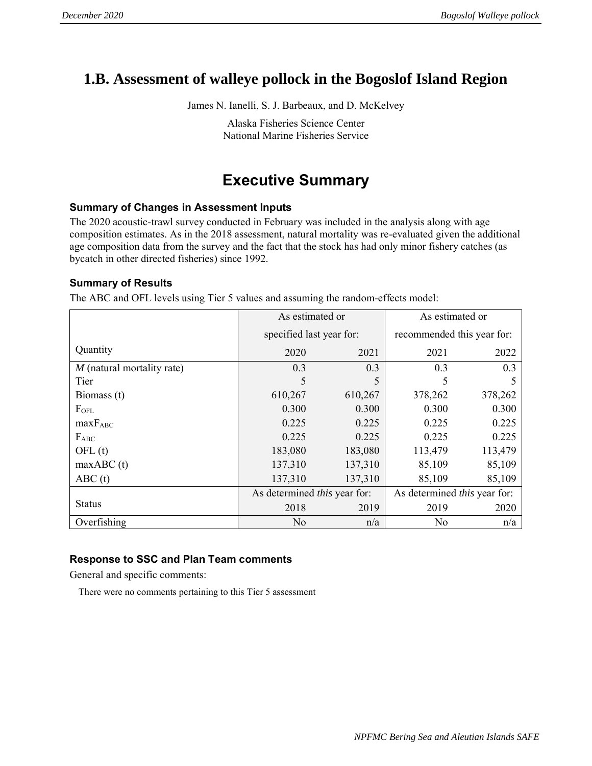# 1.B. Assessment of walleye pollock in the Bogoslof Island Region

James N. Ianelli, S. J. Barbeaux, and D. McKelvey

Alaska Fisheries Science Center
National Marine Fisheries Service

## Executive Summary

### Summary of Changes in Assessment Inputs

The 2020 acoustic-trawl survey conducted in February was included in the analysis along with age composition estimates. As in the 2018 assessment, natural mortality was re-evaluated given the additional age composition data from the survey and the fact that the stock has had only minor fishery catches (as bycatch in other directed fisheries) since 1992.

### Summary of Results

The ABC and OFL levels using Tier 5 values and assuming the random-effects model:

| | As estimated or specified last year for: | | As estimated or recommended this year for: | |
|---|---|---|---|---|
| Quantity | 2020 | 2021 | 2021 | 2022 |
| *M* (natural mortality rate) | 0.3 | 0.3 | 0.3 | 0.3 |
| Tier | 5 | 5 | 5 | 5 |
| Biomass (t) | 610,267 | 610,267 | 378,262 | 378,262 |
| $F_{OFL}$ | 0.300 | 0.300 | 0.300 | 0.300 |
| $maxF_{ABC}$ | 0.225 | 0.225 | 0.225 | 0.225 |
| $F_{ABC}$ | 0.225 | 0.225 | 0.225 | 0.225 |
| OFL (t) | 183,080 | 183,080 | 113,479 | 113,479 |
| maxABC (t) | 137,310 | 137,310 | 85,109 | 85,109 |
| ABC (t) | 137,310 | 137,310 | 85,109 | 85,109 |
| Status | As determined *this* year for: 2018 | 2019 | As determined *this* year for: 2019 | 2020 |
| Overfishing | No | n/a | No | n/a |

### Response to SSC and Plan Team comments

General and specific comments:

There were no comments pertaining to this Tier 5 assessment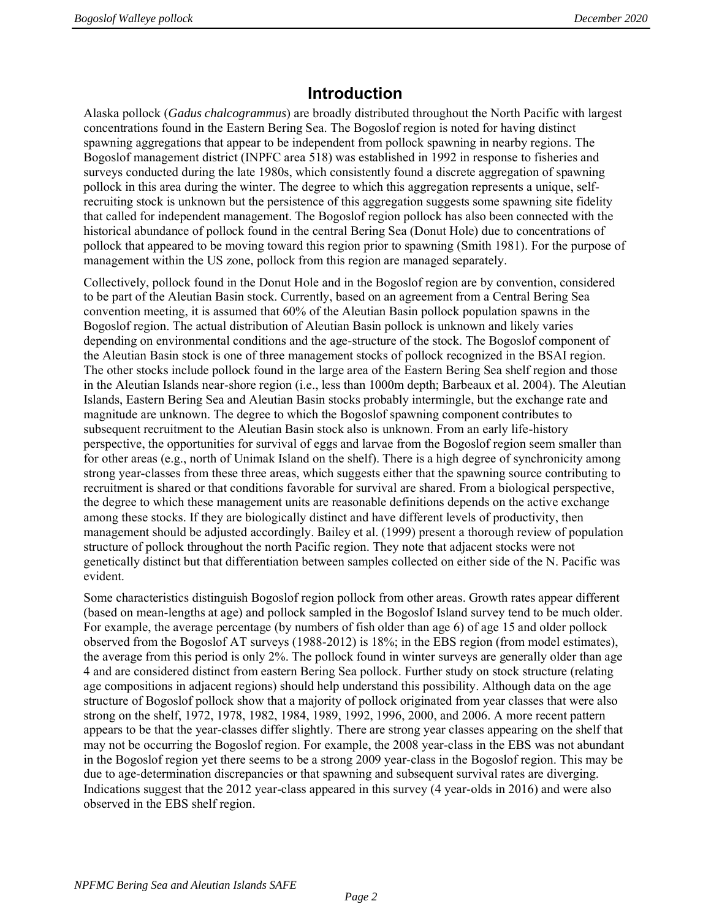## Introduction

Alaska pollock (*Gadus chalcogrammus*) are broadly distributed throughout the North Pacific with largest concentrations found in the Eastern Bering Sea. The Bogoslof region is noted for having distinct spawning aggregations that appear to be independent from pollock spawning in nearby regions. The Bogoslof management district (INPFC area 518) was established in 1992 in response to fisheries and surveys conducted during the late 1980s, which consistently found a discrete aggregation of spawning pollock in this area during the winter. The degree to which this aggregation represents a unique, self-recruiting stock is unknown but the persistence of this aggregation suggests some spawning site fidelity that called for independent management. The Bogoslof region pollock has also been connected with the historical abundance of pollock found in the central Bering Sea (Donut Hole) due to concentrations of pollock that appeared to be moving toward this region prior to spawning (Smith 1981). For the purpose of management within the US zone, pollock from this region are managed separately.

Collectively, pollock found in the Donut Hole and in the Bogoslof region are by convention, considered to be part of the Aleutian Basin stock. Currently, based on an agreement from a Central Bering Sea convention meeting, it is assumed that 60% of the Aleutian Basin pollock population spawns in the Bogoslof region. The actual distribution of Aleutian Basin pollock is unknown and likely varies depending on environmental conditions and the age-structure of the stock. The Bogoslof component of the Aleutian Basin stock is one of three management stocks of pollock recognized in the BSAI region. The other stocks include pollock found in the large area of the Eastern Bering Sea shelf region and those in the Aleutian Islands near-shore region (i.e., less than 1000m depth; Barbeaux et al. 2004). The Aleutian Islands, Eastern Bering Sea and Aleutian Basin stocks probably intermingle, but the exchange rate and magnitude are unknown. The degree to which the Bogoslof spawning component contributes to subsequent recruitment to the Aleutian Basin stock also is unknown. From an early life-history perspective, the opportunities for survival of eggs and larvae from the Bogoslof region seem smaller than for other areas (e.g., north of Unimak Island on the shelf). There is a high degree of synchronicity among strong year-classes from these three areas, which suggests either that the spawning source contributing to recruitment is shared or that conditions favorable for survival are shared. From a biological perspective, the degree to which these management units are reasonable definitions depends on the active exchange among these stocks. If they are biologically distinct and have different levels of productivity, then management should be adjusted accordingly. Bailey et al. (1999) present a thorough review of population structure of pollock throughout the north Pacific region. They note that adjacent stocks were not genetically distinct but that differentiation between samples collected on either side of the N. Pacific was evident.

Some characteristics distinguish Bogoslof region pollock from other areas. Growth rates appear different (based on mean-lengths at age) and pollock sampled in the Bogoslof Island survey tend to be much older. For example, the average percentage (by numbers of fish older than age 6) of age 15 and older pollock observed from the Bogoslof AT surveys (1988-2012) is 18%; in the EBS region (from model estimates), the average from this period is only 2%. The pollock found in winter surveys are generally older than age 4 and are considered distinct from eastern Bering Sea pollock. Further study on stock structure (relating age compositions in adjacent regions) should help understand this possibility. Although data on the age structure of Bogoslof pollock show that a majority of pollock originated from year classes that were also strong on the shelf, 1972, 1978, 1982, 1984, 1989, 1992, 1996, 2000, and 2006. A more recent pattern appears to be that the year-classes differ slightly. There are strong year classes appearing on the shelf that may not be occurring the Bogoslof region. For example, the 2008 year-class in the EBS was not abundant in the Bogoslof region yet there seems to be a strong 2009 year-class in the Bogoslof region. This may be due to age-determination discrepancies or that spawning and subsequent survival rates are diverging. Indications suggest that the 2012 year-class appeared in this survey (4 year-olds in 2016) and were also observed in the EBS shelf region.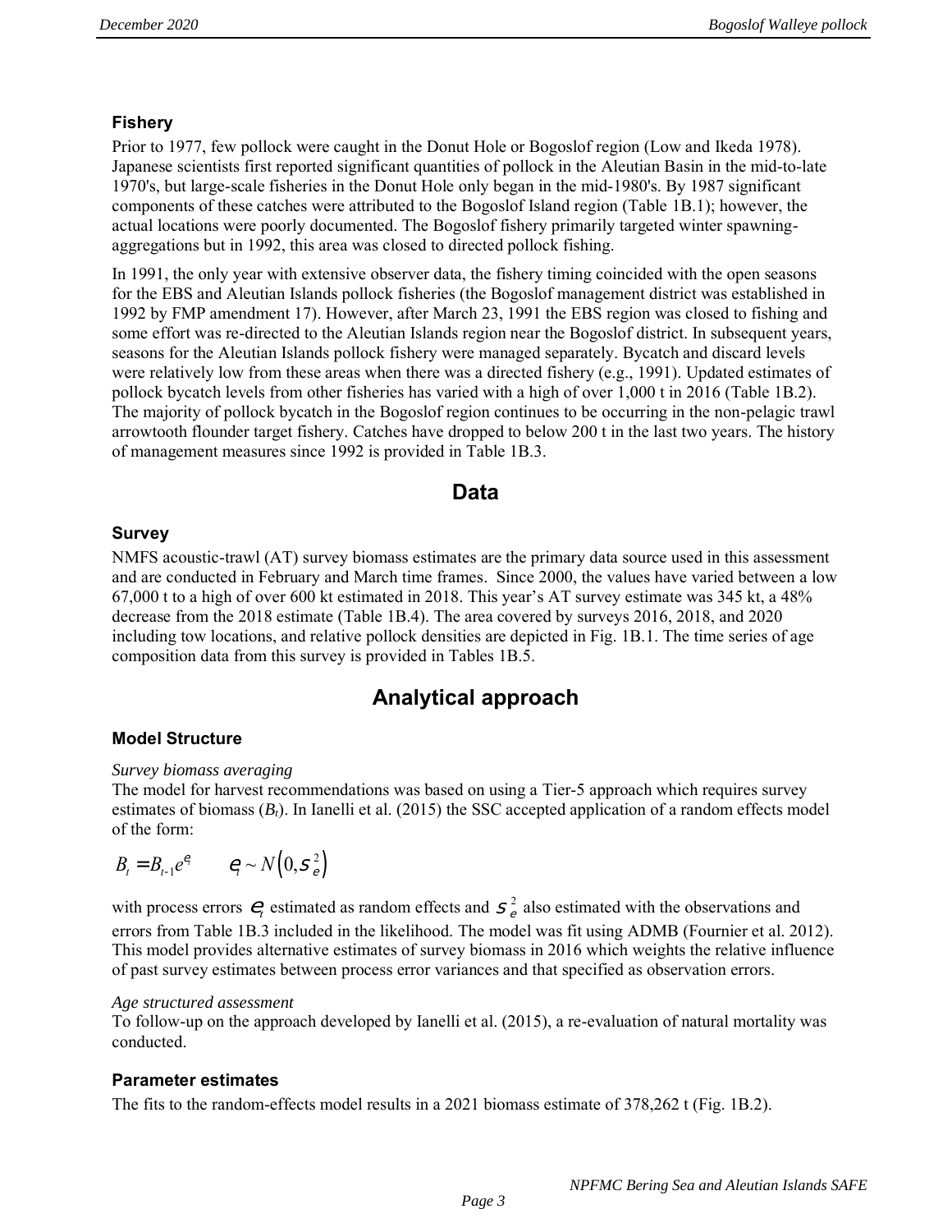### Fishery

Prior to 1977, few pollock were caught in the Donut Hole or Bogoslof region (Low and Ikeda 1978). Japanese scientists first reported significant quantities of pollock in the Aleutian Basin in the mid-to-late 1970's, but large-scale fisheries in the Donut Hole only began in the mid-1980's. By 1987 significant components of these catches were attributed to the Bogoslof Island region (Table 1B.1); however, the actual locations were poorly documented. The Bogoslof fishery primarily targeted winter spawning-aggregations but in 1992, this area was closed to directed pollock fishing.

In 1991, the only year with extensive observer data, the fishery timing coincided with the open seasons for the EBS and Aleutian Islands pollock fisheries (the Bogoslof management district was established in 1992 by FMP amendment 17). However, after March 23, 1991 the EBS region was closed to fishing and some effort was re-directed to the Aleutian Islands region near the Bogoslof district. In subsequent years, seasons for the Aleutian Islands pollock fishery were managed separately. Bycatch and discard levels were relatively low from these areas when there was a directed fishery (e.g., 1991). Updated estimates of pollock bycatch levels from other fisheries has varied with a high of over 1,000 t in 2016 (Table 1B.2). The majority of pollock bycatch in the Bogoslof region continues to be occurring in the non-pelagic trawl arrowtooth flounder target fishery. Catches have dropped to below 200 t in the last two years. The history of management measures since 1992 is provided in Table 1B.3.

## Data

### Survey

NMFS acoustic-trawl (AT) survey biomass estimates are the primary data source used in this assessment and are conducted in February and March time frames. Since 2000, the values have varied between a low 67,000 t to a high of over 600 kt estimated in 2018. This year's AT survey estimate was 345 kt, a 48% decrease from the 2018 estimate (Table 1B.4). The area covered by surveys 2016, 2018, and 2020 including tow locations, and relative pollock densities are depicted in Fig. 1B.1. The time series of age composition data from this survey is provided in Tables 1B.5.

## Analytical approach

### Model Structure

*Survey biomass averaging*

The model for harvest recommendations was based on using a Tier-5 approach which requires survey estimates of biomass ($B_t$). In Ianelli et al. (2015) the SSC accepted application of a random effects model of the form:

$$B_t = B_{t-1}e^{\epsilon_t} \qquad \epsilon_t \sim N\left(0, \sigma_\epsilon^2\right)$$

with process errors $\epsilon_t$ estimated as random effects and $\sigma_\epsilon^2$ also estimated with the observations and errors from Table 1B.3 included in the likelihood. The model was fit using ADMB (Fournier et al. 2012). This model provides alternative estimates of survey biomass in 2016 which weights the relative influence of past survey estimates between process error variances and that specified as observation errors.

*Age structured assessment*

To follow-up on the approach developed by Ianelli et al. (2015), a re-evaluation of natural mortality was conducted.

### Parameter estimates

The fits to the random-effects model results in a 2021 biomass estimate of 378,262 t (Fig. 1B.2).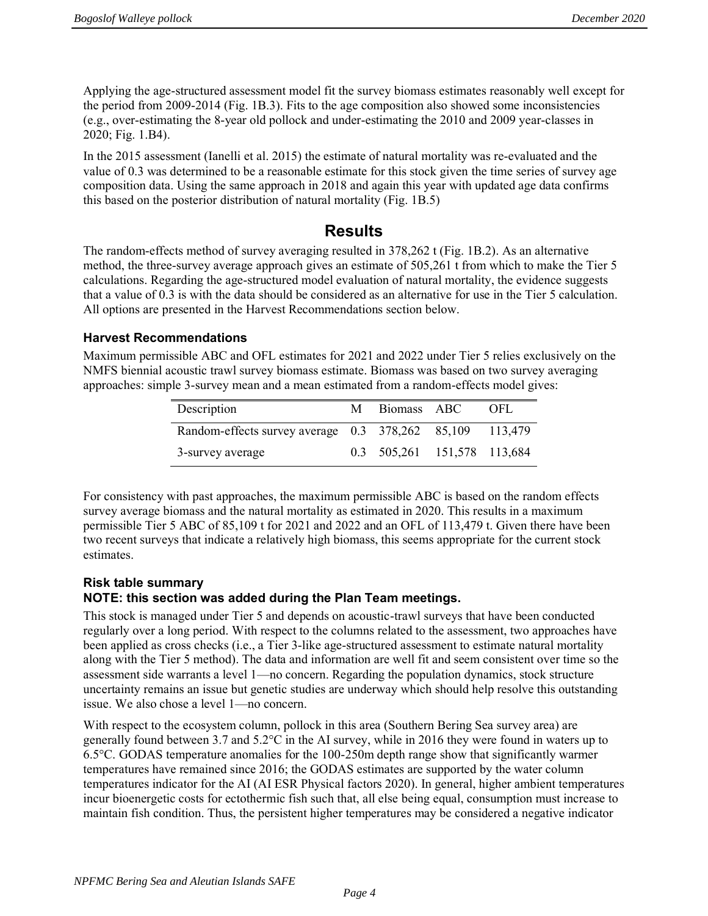Applying the age-structured assessment model fit the survey biomass estimates reasonably well except for the period from 2009-2014 (Fig. 1B.3). Fits to the age composition also showed some inconsistencies (e.g., over-estimating the 8-year old pollock and under-estimating the 2010 and 2009 year-classes in 2020; Fig. 1.B4).

In the 2015 assessment (Ianelli et al. 2015) the estimate of natural mortality was re-evaluated and the value of 0.3 was determined to be a reasonable estimate for this stock given the time series of survey age composition data. Using the same approach in 2018 and again this year with updated age data confirms this based on the posterior distribution of natural mortality (Fig. 1B.5)

## Results

The random-effects method of survey averaging resulted in 378,262 t (Fig. 1B.2). As an alternative method, the three-survey average approach gives an estimate of 505,261 t from which to make the Tier 5 calculations. Regarding the age-structured model evaluation of natural mortality, the evidence suggests that a value of 0.3 is with the data should be considered as an alternative for use in the Tier 5 calculation. All options are presented in the Harvest Recommendations section below.

### Harvest Recommendations

Maximum permissible ABC and OFL estimates for 2021 and 2022 under Tier 5 relies exclusively on the NMFS biennial acoustic trawl survey biomass estimate. Biomass was based on two survey averaging approaches: simple 3-survey mean and a mean estimated from a random-effects model gives:

| Description | M | Biomass | ABC | OFL |
|---|---|---|---|---|
| Random-effects survey average | 0.3 | 378,262 | 85,109 | 113,479 |
| 3-survey average | 0.3 | 505,261 | 151,578 | 113,684 |

For consistency with past approaches, the maximum permissible ABC is based on the random effects survey average biomass and the natural mortality as estimated in 2020. This results in a maximum permissible Tier 5 ABC of 85,109 t for 2021 and 2022 and an OFL of 113,479 t. Given there have been two recent surveys that indicate a relatively high biomass, this seems appropriate for the current stock estimates.

### Risk table summary

### NOTE: this section was added during the Plan Team meetings.

This stock is managed under Tier 5 and depends on acoustic-trawl surveys that have been conducted regularly over a long period. With respect to the columns related to the assessment, two approaches have been applied as cross checks (i.e., a Tier 3-like age-structured assessment to estimate natural mortality along with the Tier 5 method). The data and information are well fit and seem consistent over time so the assessment side warrants a level 1—no concern. Regarding the population dynamics, stock structure uncertainty remains an issue but genetic studies are underway which should help resolve this outstanding issue. We also chose a level 1—no concern.

With respect to the ecosystem column, pollock in this area (Southern Bering Sea survey area) are generally found between 3.7 and 5.2°C in the AI survey, while in 2016 they were found in waters up to 6.5°C. GODAS temperature anomalies for the 100-250m depth range show that significantly warmer temperatures have remained since 2016; the GODAS estimates are supported by the water column temperatures indicator for the AI (AI ESR Physical factors 2020). In general, higher ambient temperatures incur bioenergetic costs for ectothermic fish such that, all else being equal, consumption must increase to maintain fish condition. Thus, the persistent higher temperatures may be considered a negative indicator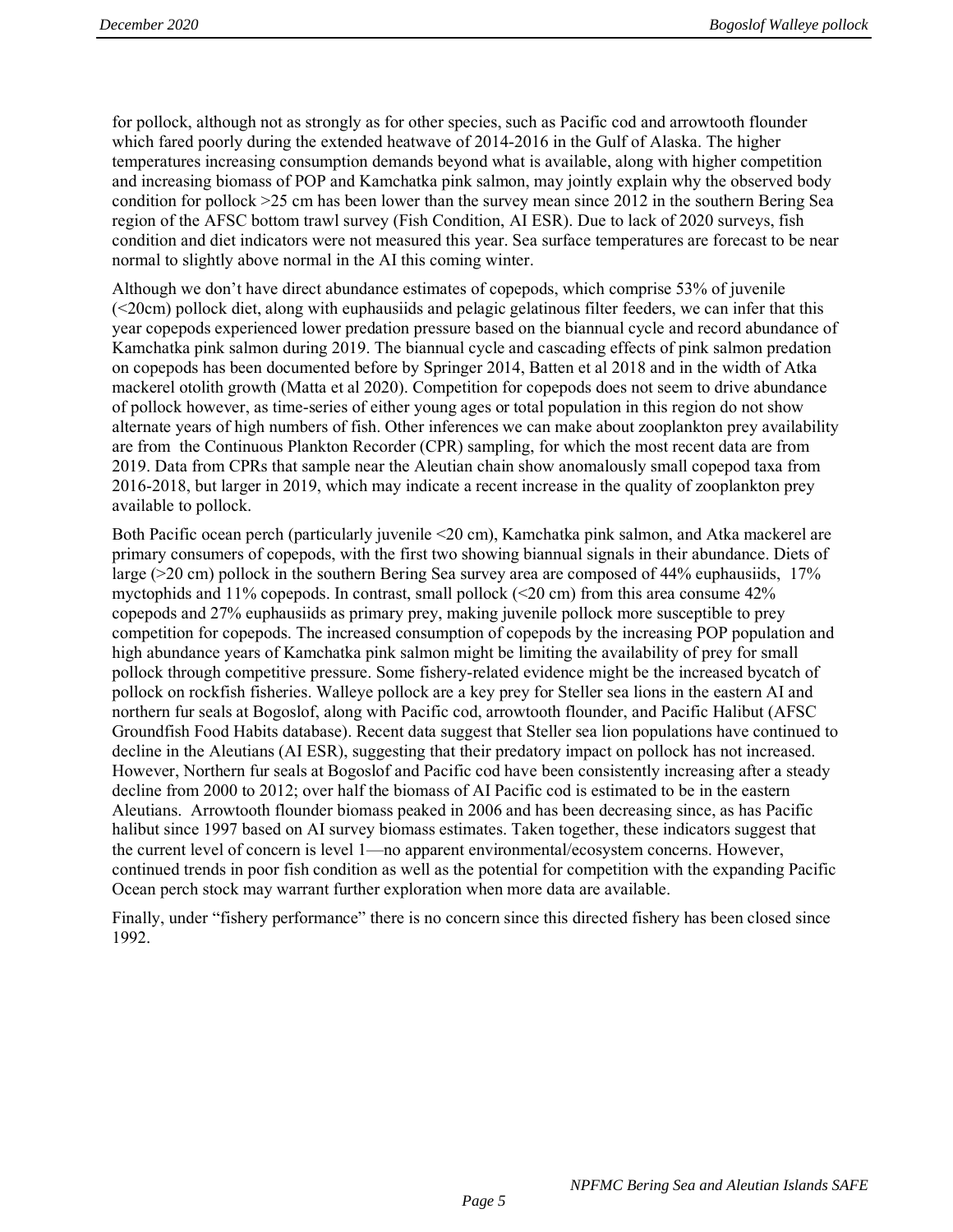for pollock, although not as strongly as for other species, such as Pacific cod and arrowtooth flounder which fared poorly during the extended heatwave of 2014-2016 in the Gulf of Alaska. The higher temperatures increasing consumption demands beyond what is available, along with higher competition and increasing biomass of POP and Kamchatka pink salmon, may jointly explain why the observed body condition for pollock >25 cm has been lower than the survey mean since 2012 in the southern Bering Sea region of the AFSC bottom trawl survey (Fish Condition, AI ESR). Due to lack of 2020 surveys, fish condition and diet indicators were not measured this year. Sea surface temperatures are forecast to be near normal to slightly above normal in the AI this coming winter.

Although we don't have direct abundance estimates of copepods, which comprise 53% of juvenile (<20cm) pollock diet, along with euphausiids and pelagic gelatinous filter feeders, we can infer that this year copepods experienced lower predation pressure based on the biannual cycle and record abundance of Kamchatka pink salmon during 2019. The biannual cycle and cascading effects of pink salmon predation on copepods has been documented before by Springer 2014, Batten et al 2018 and in the width of Atka mackerel otolith growth (Matta et al 2020). Competition for copepods does not seem to drive abundance of pollock however, as time-series of either young ages or total population in this region do not show alternate years of high numbers of fish. Other inferences we can make about zooplankton prey availability are from the Continuous Plankton Recorder (CPR) sampling, for which the most recent data are from 2019. Data from CPRs that sample near the Aleutian chain show anomalously small copepod taxa from 2016-2018, but larger in 2019, which may indicate a recent increase in the quality of zooplankton prey available to pollock.

Both Pacific ocean perch (particularly juvenile <20 cm), Kamchatka pink salmon, and Atka mackerel are primary consumers of copepods, with the first two showing biannual signals in their abundance. Diets of large (>20 cm) pollock in the southern Bering Sea survey area are composed of 44% euphausiids, 17% myctophids and 11% copepods. In contrast, small pollock (<20 cm) from this area consume 42% copepods and 27% euphausiids as primary prey, making juvenile pollock more susceptible to prey competition for copepods. The increased consumption of copepods by the increasing POP population and high abundance years of Kamchatka pink salmon might be limiting the availability of prey for small pollock through competitive pressure. Some fishery-related evidence might be the increased bycatch of pollock on rockfish fisheries. Walleye pollock are a key prey for Steller sea lions in the eastern AI and northern fur seals at Bogoslof, along with Pacific cod, arrowtooth flounder, and Pacific Halibut (AFSC Groundfish Food Habits database). Recent data suggest that Steller sea lion populations have continued to decline in the Aleutians (AI ESR), suggesting that their predatory impact on pollock has not increased. However, Northern fur seals at Bogoslof and Pacific cod have been consistently increasing after a steady decline from 2000 to 2012; over half the biomass of AI Pacific cod is estimated to be in the eastern Aleutians. Arrowtooth flounder biomass peaked in 2006 and has been decreasing since, as has Pacific halibut since 1997 based on AI survey biomass estimates. Taken together, these indicators suggest that the current level of concern is level 1—no apparent environmental/ecosystem concerns. However, continued trends in poor fish condition as well as the potential for competition with the expanding Pacific Ocean perch stock may warrant further exploration when more data are available.

Finally, under "fishery performance" there is no concern since this directed fishery has been closed since 1992.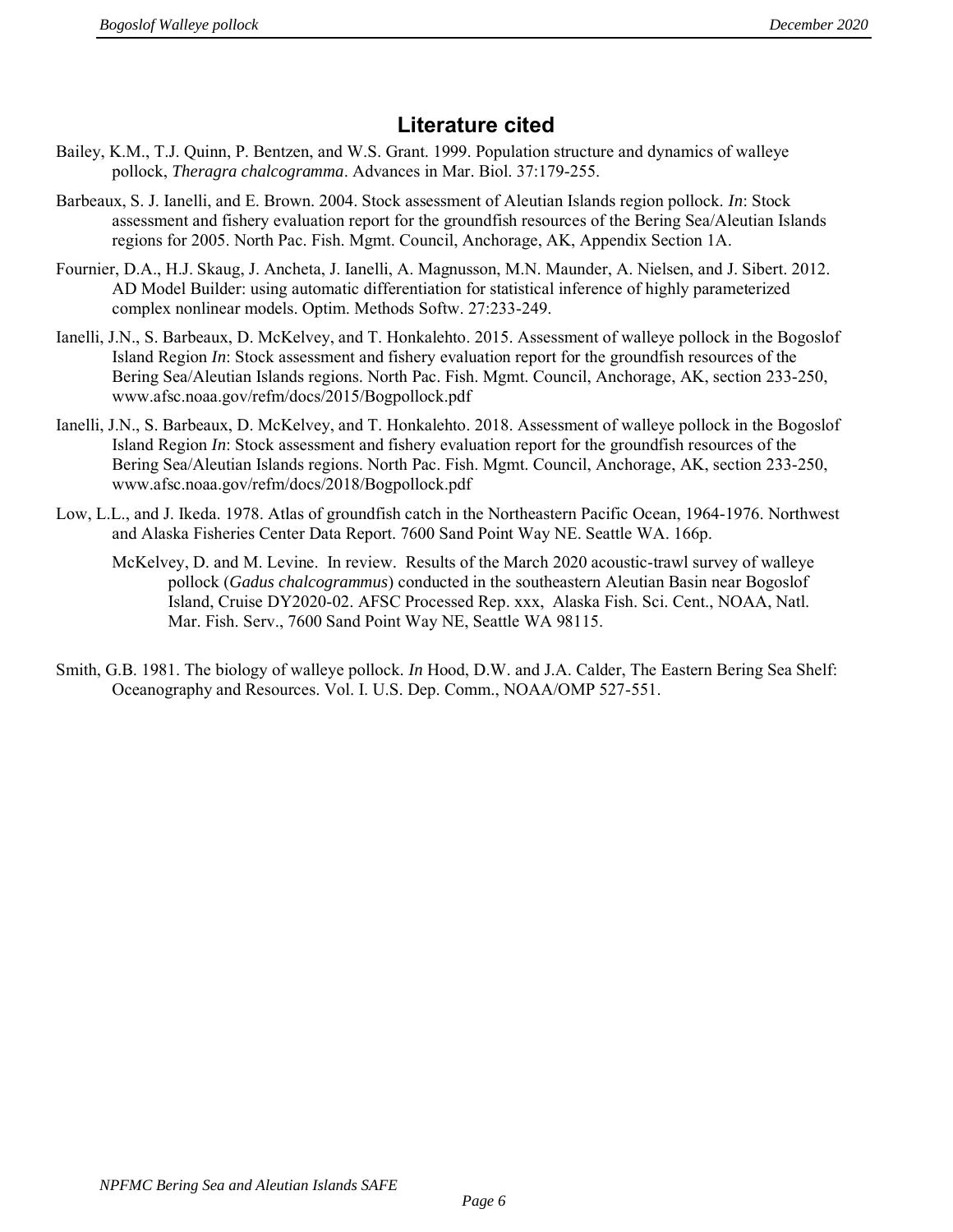## Literature cited

Bailey, K.M., T.J. Quinn, P. Bentzen, and W.S. Grant. 1999. Population structure and dynamics of walleye pollock, *Theragra chalcogramma*. Advances in Mar. Biol. 37:179-255.

Barbeaux, S. J. Ianelli, and E. Brown. 2004. Stock assessment of Aleutian Islands region pollock. *In*: Stock assessment and fishery evaluation report for the groundfish resources of the Bering Sea/Aleutian Islands regions for 2005. North Pac. Fish. Mgmt. Council, Anchorage, AK, Appendix Section 1A.

Fournier, D.A., H.J. Skaug, J. Ancheta, J. Ianelli, A. Magnusson, M.N. Maunder, A. Nielsen, and J. Sibert. 2012. AD Model Builder: using automatic differentiation for statistical inference of highly parameterized complex nonlinear models. Optim. Methods Softw. 27:233-249.

Ianelli, J.N., S. Barbeaux, D. McKelvey, and T. Honkalehto. 2015. Assessment of walleye pollock in the Bogoslof Island Region *In*: Stock assessment and fishery evaluation report for the groundfish resources of the Bering Sea/Aleutian Islands regions. North Pac. Fish. Mgmt. Council, Anchorage, AK, section 233-250, www.afsc.noaa.gov/refm/docs/2015/Bogpollock.pdf

Ianelli, J.N., S. Barbeaux, D. McKelvey, and T. Honkalehto. 2018. Assessment of walleye pollock in the Bogoslof Island Region *In*: Stock assessment and fishery evaluation report for the groundfish resources of the Bering Sea/Aleutian Islands regions. North Pac. Fish. Mgmt. Council, Anchorage, AK, section 233-250, www.afsc.noaa.gov/refm/docs/2018/Bogpollock.pdf

Low, L.L., and J. Ikeda. 1978. Atlas of groundfish catch in the Northeastern Pacific Ocean, 1964-1976. Northwest and Alaska Fisheries Center Data Report. 7600 Sand Point Way NE. Seattle WA. 166p.

McKelvey, D. and M. Levine. In review. Results of the March 2020 acoustic-trawl survey of walleye pollock (*Gadus chalcogrammus*) conducted in the southeastern Aleutian Basin near Bogoslof Island, Cruise DY2020-02. AFSC Processed Rep. xxx, Alaska Fish. Sci. Cent., NOAA, Natl. Mar. Fish. Serv., 7600 Sand Point Way NE, Seattle WA 98115.

Smith, G.B. 1981. The biology of walleye pollock. *In* Hood, D.W. and J.A. Calder, The Eastern Bering Sea Shelf: Oceanography and Resources. Vol. I. U.S. Dep. Comm., NOAA/OMP 527-551.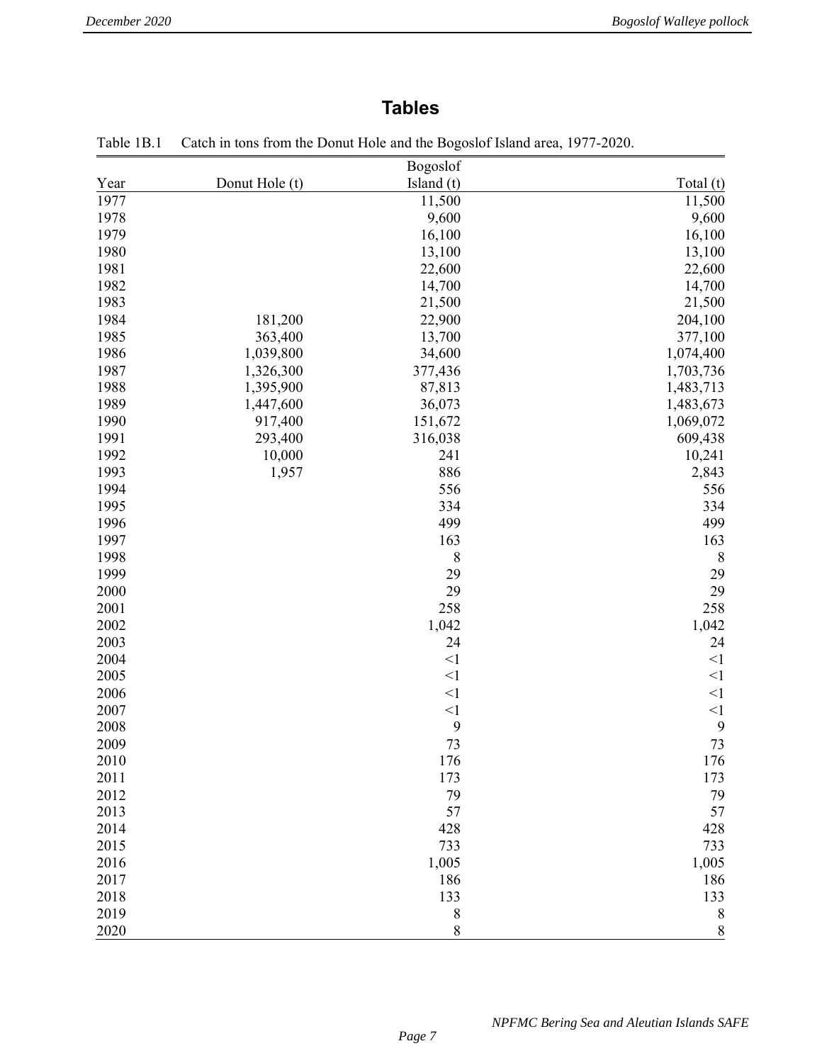# Tables

Table 1B.1 Catch in tons from the Donut Hole and the Bogoslof Island area, 1977-2020.

| Year | Donut Hole (t) | Bogoslof Island (t) | Total (t) |
|---|---|---|---|
| 1977 | | 11,500 | 11,500 |
| 1978 | | 9,600 | 9,600 |
| 1979 | | 16,100 | 16,100 |
| 1980 | | 13,100 | 13,100 |
| 1981 | | 22,600 | 22,600 |
| 1982 | | 14,700 | 14,700 |
| 1983 | | 21,500 | 21,500 |
| 1984 | 181,200 | 22,900 | 204,100 |
| 1985 | 363,400 | 13,700 | 377,100 |
| 1986 | 1,039,800 | 34,600 | 1,074,400 |
| 1987 | 1,326,300 | 377,436 | 1,703,736 |
| 1988 | 1,395,900 | 87,813 | 1,483,713 |
| 1989 | 1,447,600 | 36,073 | 1,483,673 |
| 1990 | 917,400 | 151,672 | 1,069,072 |
| 1991 | 293,400 | 316,038 | 609,438 |
| 1992 | 10,000 | 241 | 10,241 |
| 1993 | 1,957 | 886 | 2,843 |
| 1994 | | 556 | 556 |
| 1995 | | 334 | 334 |
| 1996 | | 499 | 499 |
| 1997 | | 163 | 163 |
| 1998 | | 8 | 8 |
| 1999 | | 29 | 29 |
| 2000 | | 29 | 29 |
| 2001 | | 258 | 258 |
| 2002 | | 1,042 | 1,042 |
| 2003 | | 24 | 24 |
| 2004 | | <1 | <1 |
| 2005 | | <1 | <1 |
| 2006 | | <1 | <1 |
| 2007 | | <1 | <1 |
| 2008 | | 9 | 9 |
| 2009 | | 73 | 73 |
| 2010 | | 176 | 176 |
| 2011 | | 173 | 173 |
| 2012 | | 79 | 79 |
| 2013 | | 57 | 57 |
| 2014 | | 428 | 428 |
| 2015 | | 733 | 733 |
| 2016 | | 1,005 | 1,005 |
| 2017 | | 186 | 186 |
| 2018 | | 133 | 133 |
| 2019 | | 8 | 8 |
| 2020 | | 8 | 8 |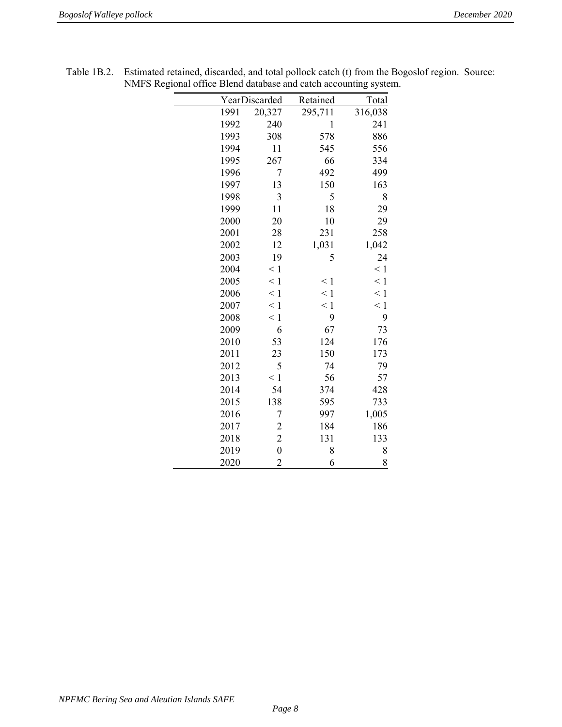Table 1B.2. Estimated retained, discarded, and total pollock catch (t) from the Bogoslof region. Source: NMFS Regional office Blend database and catch accounting system.

| Year | Discarded | Retained | Total |
|---|---|---|---|
| 1991 | 20,327 | 295,711 | 316,038 |
| 1992 | 240 | 1 | 241 |
| 1993 | 308 | 578 | 886 |
| 1994 | 11 | 545 | 556 |
| 1995 | 267 | 66 | 334 |
| 1996 | 7 | 492 | 499 |
| 1997 | 13 | 150 | 163 |
| 1998 | 3 | 5 | 8 |
| 1999 | 11 | 18 | 29 |
| 2000 | 20 | 10 | 29 |
| 2001 | 28 | 231 | 258 |
| 2002 | 12 | 1,031 | 1,042 |
| 2003 | 19 | 5 | 24 |
| 2004 | < 1 | | < 1 |
| 2005 | < 1 | < 1 | < 1 |
| 2006 | < 1 | < 1 | < 1 |
| 2007 | < 1 | < 1 | < 1 |
| 2008 | < 1 | 9 | 9 |
| 2009 | 6 | 67 | 73 |
| 2010 | 53 | 124 | 176 |
| 2011 | 23 | 150 | 173 |
| 2012 | 5 | 74 | 79 |
| 2013 | < 1 | 56 | 57 |
| 2014 | 54 | 374 | 428 |
| 2015 | 138 | 595 | 733 |
| 2016 | 7 | 997 | 1,005 |
| 2017 | 2 | 184 | 186 |
| 2018 | 2 | 131 | 133 |
| 2019 | 0 | 8 | 8 |
| 2020 | 2 | 6 | 8 |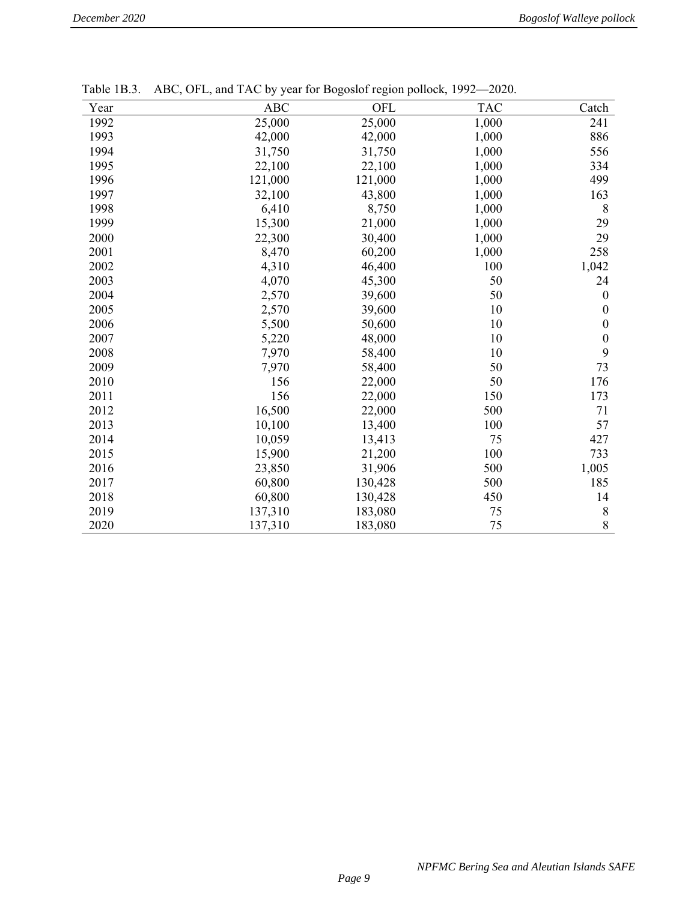Table 1B.3. ABC, OFL, and TAC by year for Bogoslof region pollock, 1992—2020.

| Year | ABC | OFL | TAC | Catch |
|---|---|---|---|---|
| 1992 | 25,000 | 25,000 | 1,000 | 241 |
| 1993 | 42,000 | 42,000 | 1,000 | 886 |
| 1994 | 31,750 | 31,750 | 1,000 | 556 |
| 1995 | 22,100 | 22,100 | 1,000 | 334 |
| 1996 | 121,000 | 121,000 | 1,000 | 499 |
| 1997 | 32,100 | 43,800 | 1,000 | 163 |
| 1998 | 6,410 | 8,750 | 1,000 | 8 |
| 1999 | 15,300 | 21,000 | 1,000 | 29 |
| 2000 | 22,300 | 30,400 | 1,000 | 29 |
| 2001 | 8,470 | 60,200 | 1,000 | 258 |
| 2002 | 4,310 | 46,400 | 100 | 1,042 |
| 2003 | 4,070 | 45,300 | 50 | 24 |
| 2004 | 2,570 | 39,600 | 50 | 0 |
| 2005 | 2,570 | 39,600 | 10 | 0 |
| 2006 | 5,500 | 50,600 | 10 | 0 |
| 2007 | 5,220 | 48,000 | 10 | 0 |
| 2008 | 7,970 | 58,400 | 10 | 9 |
| 2009 | 7,970 | 58,400 | 50 | 73 |
| 2010 | 156 | 22,000 | 50 | 176 |
| 2011 | 156 | 22,000 | 150 | 173 |
| 2012 | 16,500 | 22,000 | 500 | 71 |
| 2013 | 10,100 | 13,400 | 100 | 57 |
| 2014 | 10,059 | 13,413 | 75 | 427 |
| 2015 | 15,900 | 21,200 | 100 | 733 |
| 2016 | 23,850 | 31,906 | 500 | 1,005 |
| 2017 | 60,800 | 130,428 | 500 | 185 |
| 2018 | 60,800 | 130,428 | 450 | 14 |
| 2019 | 137,310 | 183,080 | 75 | 8 |
| 2020 | 137,310 | 183,080 | 75 | 8 |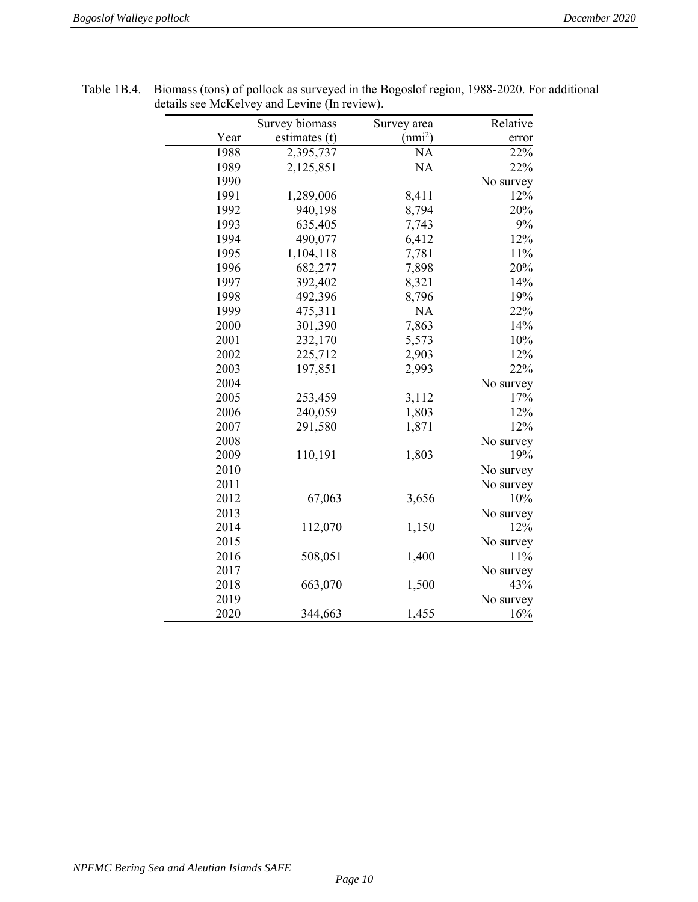Table 1B.4. Biomass (tons) of pollock as surveyed in the Bogoslof region, 1988-2020. For additional details see McKelvey and Levine (In review).

| Year | Survey biomass estimates (t) | Survey area ($nmi^2$) | Relative error |
|---|---|---|---|
| 1988 | 2,395,737 | NA | 22% |
| 1989 | 2,125,851 | NA | 22% |
| 1990 | | | No survey |
| 1991 | 1,289,006 | 8,411 | 12% |
| 1992 | 940,198 | 8,794 | 20% |
| 1993 | 635,405 | 7,743 | 9% |
| 1994 | 490,077 | 6,412 | 12% |
| 1995 | 1,104,118 | 7,781 | 11% |
| 1996 | 682,277 | 7,898 | 20% |
| 1997 | 392,402 | 8,321 | 14% |
| 1998 | 492,396 | 8,796 | 19% |
| 1999 | 475,311 | NA | 22% |
| 2000 | 301,390 | 7,863 | 14% |
| 2001 | 232,170 | 5,573 | 10% |
| 2002 | 225,712 | 2,903 | 12% |
| 2003 | 197,851 | 2,993 | 22% |
| 2004 | | | No survey |
| 2005 | 253,459 | 3,112 | 17% |
| 2006 | 240,059 | 1,803 | 12% |
| 2007 | 291,580 | 1,871 | 12% |
| 2008 | | | No survey |
| 2009 | 110,191 | 1,803 | 19% |
| 2010 | | | No survey |
| 2011 | | | No survey |
| 2012 | 67,063 | 3,656 | 10% |
| 2013 | | | No survey |
| 2014 | 112,070 | 1,150 | 12% |
| 2015 | | | No survey |
| 2016 | 508,051 | 1,400 | 11% |
| 2017 | | | No survey |
| 2018 | 663,070 | 1,500 | 43% |
| 2019 | | | No survey |
| 2020 | 344,663 | 1,455 | 16% |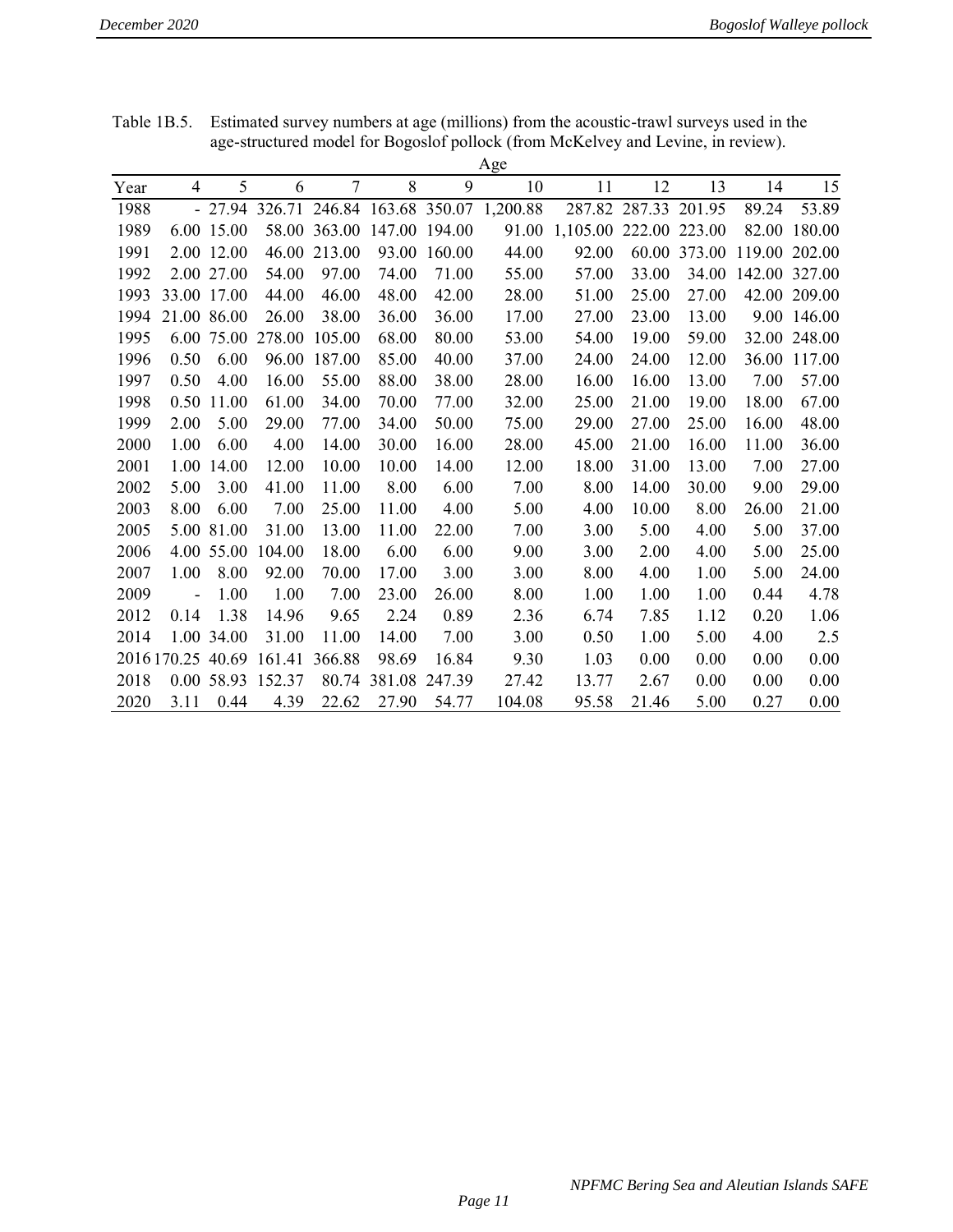Table 1B.5. Estimated survey numbers at age (millions) from the acoustic-trawl surveys used in the age-structured model for Bogoslof pollock (from McKelvey and Levine, in review).

| | Age | | | | | | | | | | | |
|---|---|---|---|---|---|---|---|---|---|---|---|---|
| Year | 4 | 5 | 6 | 7 | 8 | 9 | 10 | 11 | 12 | 13 | 14 | 15 |
| 1988 | - | 27.94 | 326.71 | 246.84 | 163.68 | 350.07 | 1,200.88 | 287.82 | 287.33 | 201.95 | 89.24 | 53.89 |
| 1989 | 6.00 | 15.00 | 58.00 | 363.00 | 147.00 | 194.00 | 91.00 | 1,105.00 | 222.00 | 223.00 | 82.00 | 180.00 |
| 1991 | 2.00 | 12.00 | 46.00 | 213.00 | 93.00 | 160.00 | 44.00 | 92.00 | 60.00 | 373.00 | 119.00 | 202.00 |
| 1992 | 2.00 | 27.00 | 54.00 | 97.00 | 74.00 | 71.00 | 55.00 | 57.00 | 33.00 | 34.00 | 142.00 | 327.00 |
| 1993 | 33.00 | 17.00 | 44.00 | 46.00 | 48.00 | 42.00 | 28.00 | 51.00 | 25.00 | 27.00 | 42.00 | 209.00 |
| 1994 | 21.00 | 86.00 | 26.00 | 38.00 | 36.00 | 36.00 | 17.00 | 27.00 | 23.00 | 13.00 | 9.00 | 146.00 |
| 1995 | 6.00 | 75.00 | 278.00 | 105.00 | 68.00 | 80.00 | 53.00 | 54.00 | 19.00 | 59.00 | 32.00 | 248.00 |
| 1996 | 0.50 | 6.00 | 96.00 | 187.00 | 85.00 | 40.00 | 37.00 | 24.00 | 24.00 | 12.00 | 36.00 | 117.00 |
| 1997 | 0.50 | 4.00 | 16.00 | 55.00 | 88.00 | 38.00 | 28.00 | 16.00 | 16.00 | 13.00 | 7.00 | 57.00 |
| 1998 | 0.50 | 11.00 | 61.00 | 34.00 | 70.00 | 77.00 | 32.00 | 25.00 | 21.00 | 19.00 | 18.00 | 67.00 |
| 1999 | 2.00 | 5.00 | 29.00 | 77.00 | 34.00 | 50.00 | 75.00 | 29.00 | 27.00 | 25.00 | 16.00 | 48.00 |
| 2000 | 1.00 | 6.00 | 4.00 | 14.00 | 30.00 | 16.00 | 28.00 | 45.00 | 21.00 | 16.00 | 11.00 | 36.00 |
| 2001 | 1.00 | 14.00 | 12.00 | 10.00 | 10.00 | 14.00 | 12.00 | 18.00 | 31.00 | 13.00 | 7.00 | 27.00 |
| 2002 | 5.00 | 3.00 | 41.00 | 11.00 | 8.00 | 6.00 | 7.00 | 8.00 | 14.00 | 30.00 | 9.00 | 29.00 |
| 2003 | 8.00 | 6.00 | 7.00 | 25.00 | 11.00 | 4.00 | 5.00 | 4.00 | 10.00 | 8.00 | 26.00 | 21.00 |
| 2005 | 5.00 | 81.00 | 31.00 | 13.00 | 11.00 | 22.00 | 7.00 | 3.00 | 5.00 | 4.00 | 5.00 | 37.00 |
| 2006 | 4.00 | 55.00 | 104.00 | 18.00 | 6.00 | 6.00 | 9.00 | 3.00 | 2.00 | 4.00 | 5.00 | 25.00 |
| 2007 | 1.00 | 8.00 | 92.00 | 70.00 | 17.00 | 3.00 | 3.00 | 8.00 | 4.00 | 1.00 | 5.00 | 24.00 |
| 2009 | - | 1.00 | 1.00 | 7.00 | 23.00 | 26.00 | 8.00 | 1.00 | 1.00 | 1.00 | 0.44 | 4.78 |
| 2012 | 0.14 | 1.38 | 14.96 | 9.65 | 2.24 | 0.89 | 2.36 | 6.74 | 7.85 | 1.12 | 0.20 | 1.06 |
| 2014 | 1.00 | 34.00 | 31.00 | 11.00 | 14.00 | 7.00 | 3.00 | 0.50 | 1.00 | 5.00 | 4.00 | 2.5 |
| 2016 | 170.25 | 40.69 | 161.41 | 366.88 | 98.69 | 16.84 | 9.30 | 1.03 | 0.00 | 0.00 | 0.00 | 0.00 |
| 2018 | 0.00 | 58.93 | 152.37 | 80.74 | 381.08 | 247.39 | 27.42 | 13.77 | 2.67 | 0.00 | 0.00 | 0.00 |
| 2020 | 3.11 | 0.44 | 4.39 | 22.62 | 27.90 | 54.77 | 104.08 | 95.58 | 21.46 | 5.00 | 0.27 | 0.00 |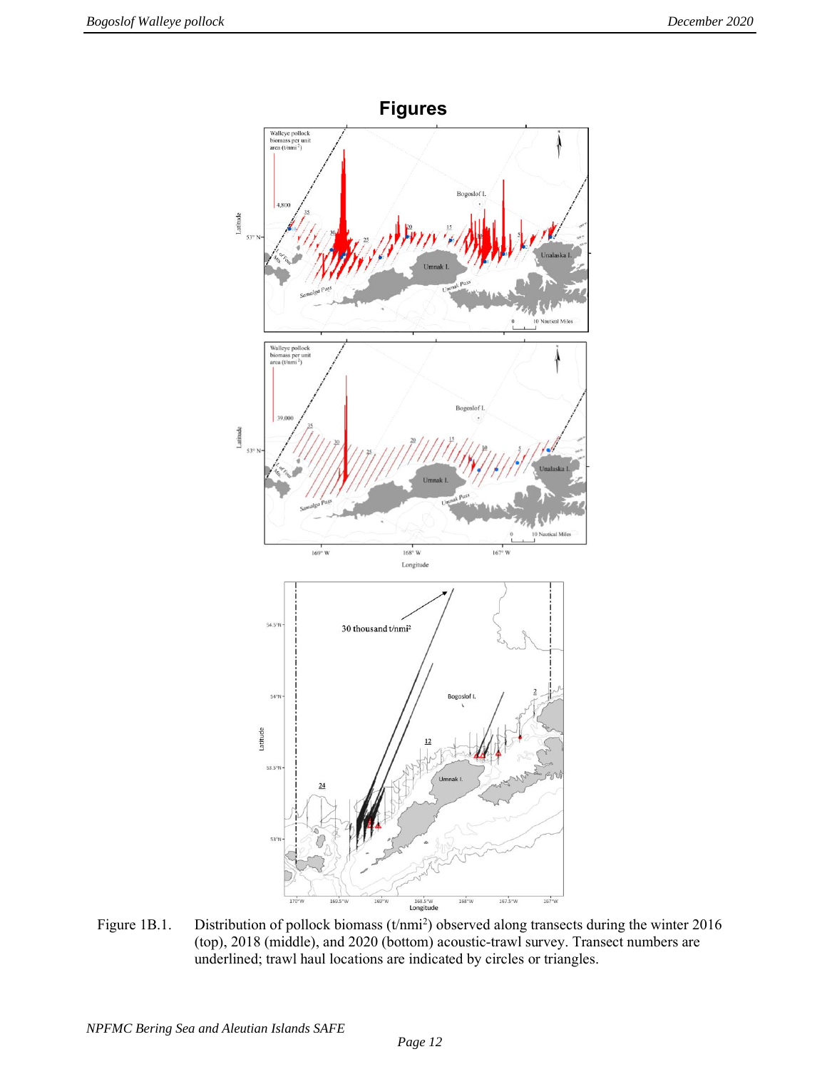# Figures

Figure 1B.1. Distribution of pollock biomass (t/nmi$^2$) observed along transects during the winter 2016 (top), 2018 (middle), and 2020 (bottom) acoustic-trawl survey. Transect numbers are underlined; trawl haul locations are indicated by circles or triangles.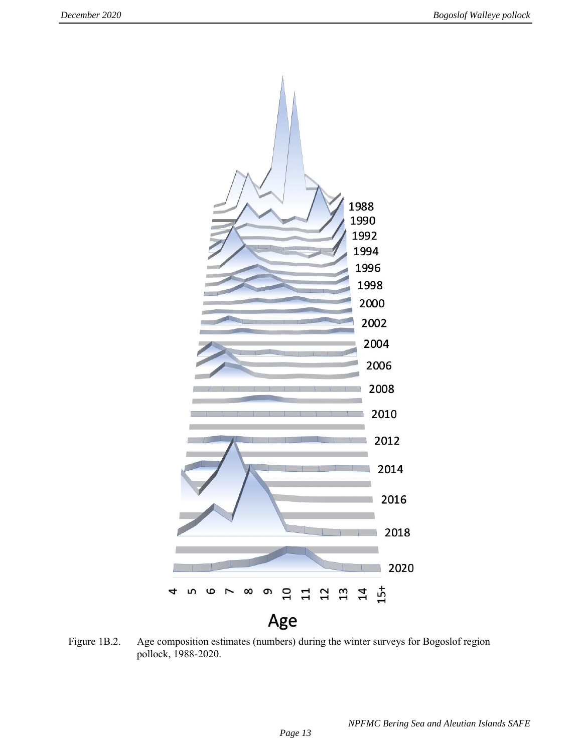Figure 1B.2. Age composition estimates (numbers) during the winter surveys for Bogoslof region pollock, 1988-2020.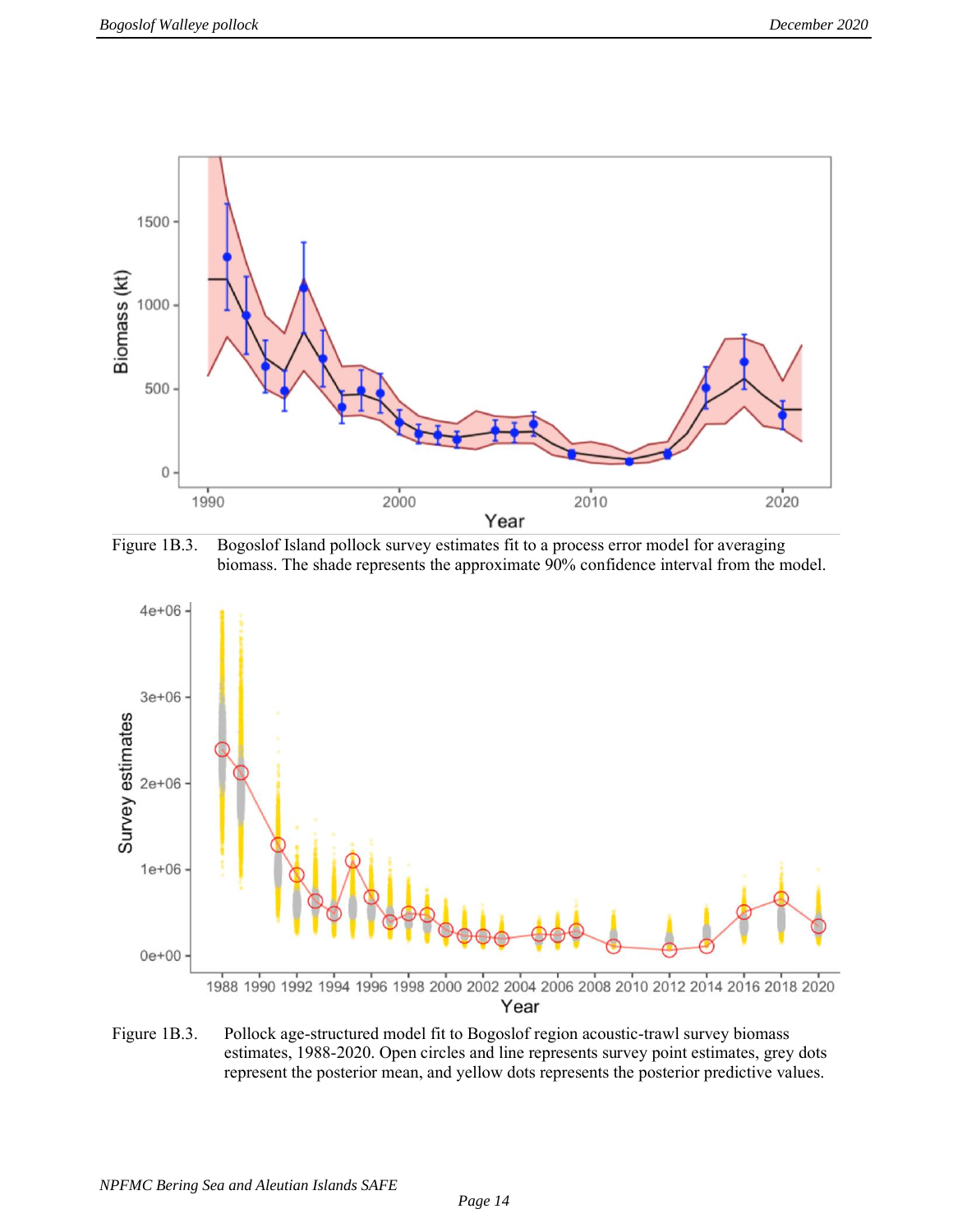Figure 1B.3. Bogoslof Island pollock survey estimates fit to a process error model for averaging biomass. The shade represents the approximate 90% confidence interval from the model.

Figure 1B.3. Pollock age-structured model fit to Bogoslof region acoustic-trawl survey biomass estimates, 1988-2020. Open circles and line represents survey point estimates, grey dots represent the posterior mean, and yellow dots represents the posterior predictive values.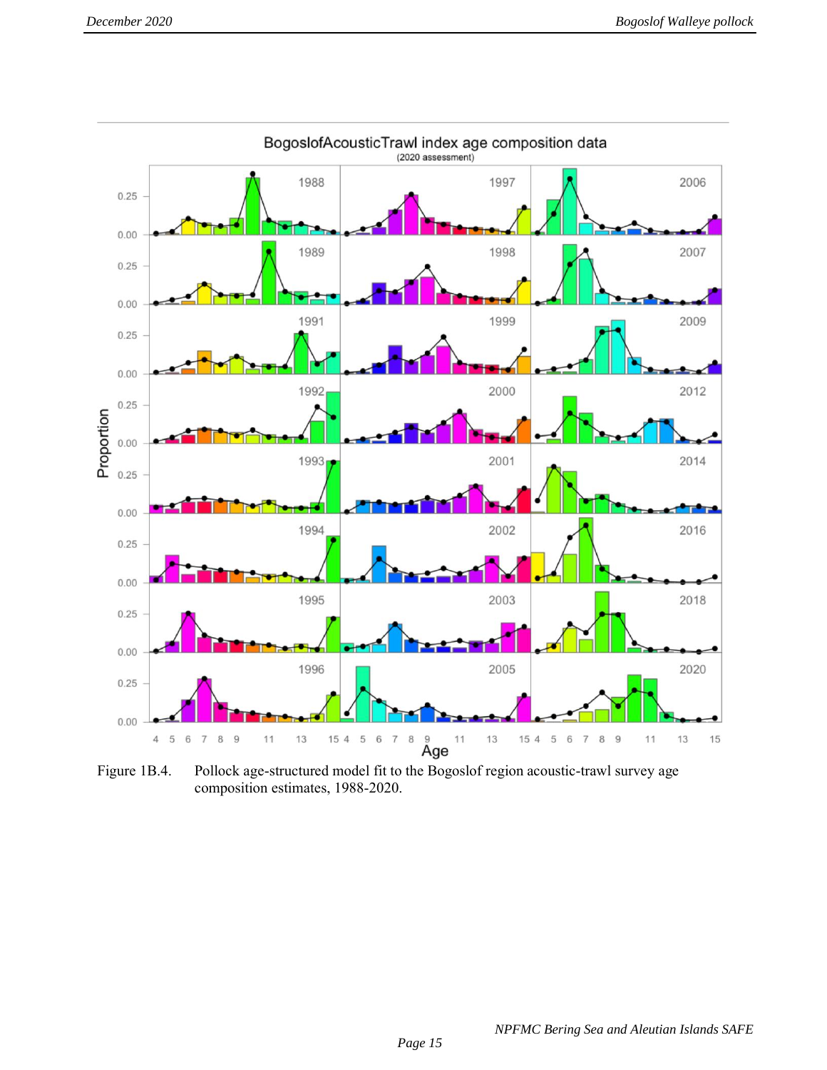Figure 1B.4. Pollock age-structured model fit to the Bogoslof region acoustic-trawl survey age composition estimates, 1988-2020.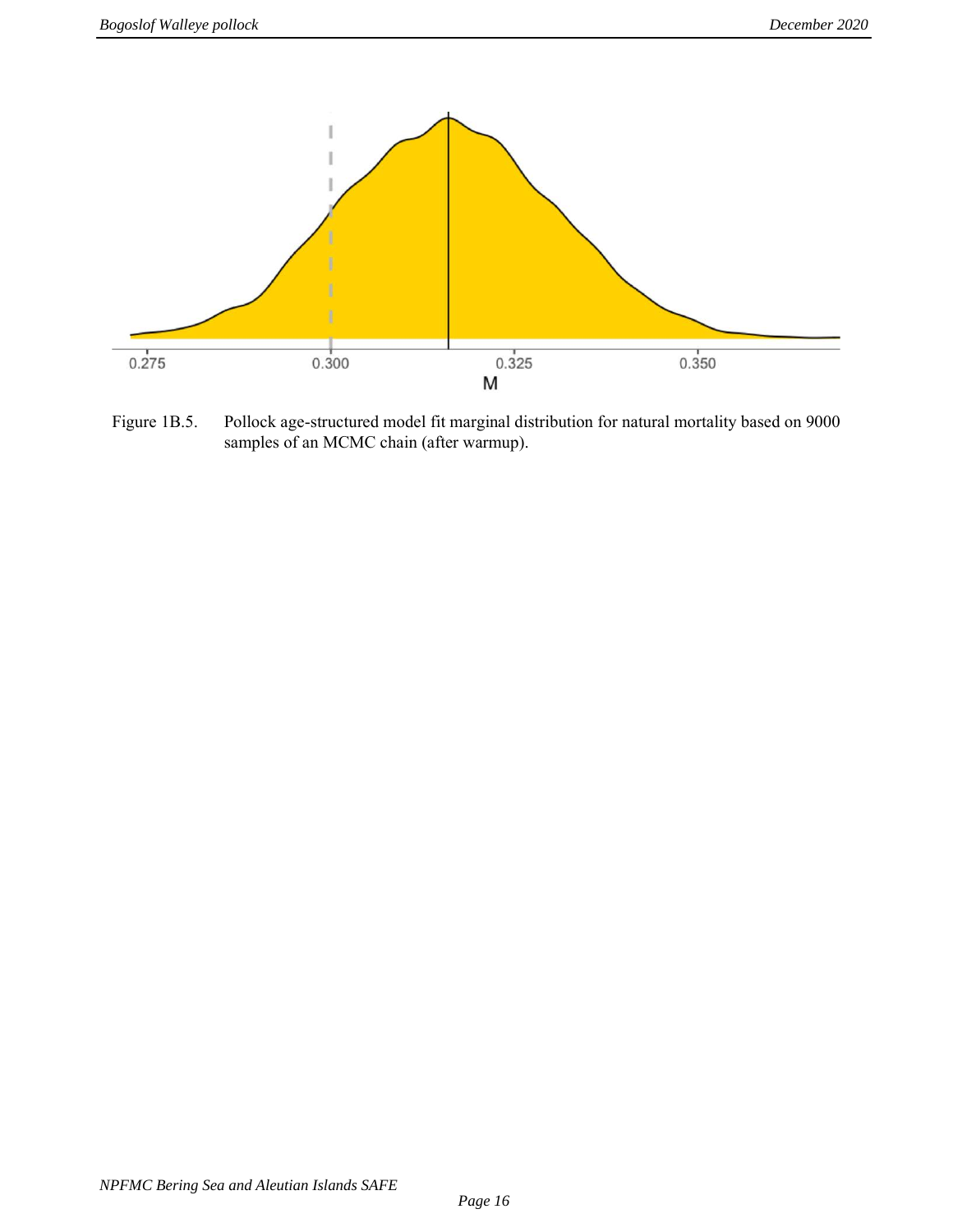Figure 1B.5. Pollock age-structured model fit marginal distribution for natural mortality based on 9000 samples of an MCMC chain (after warmup).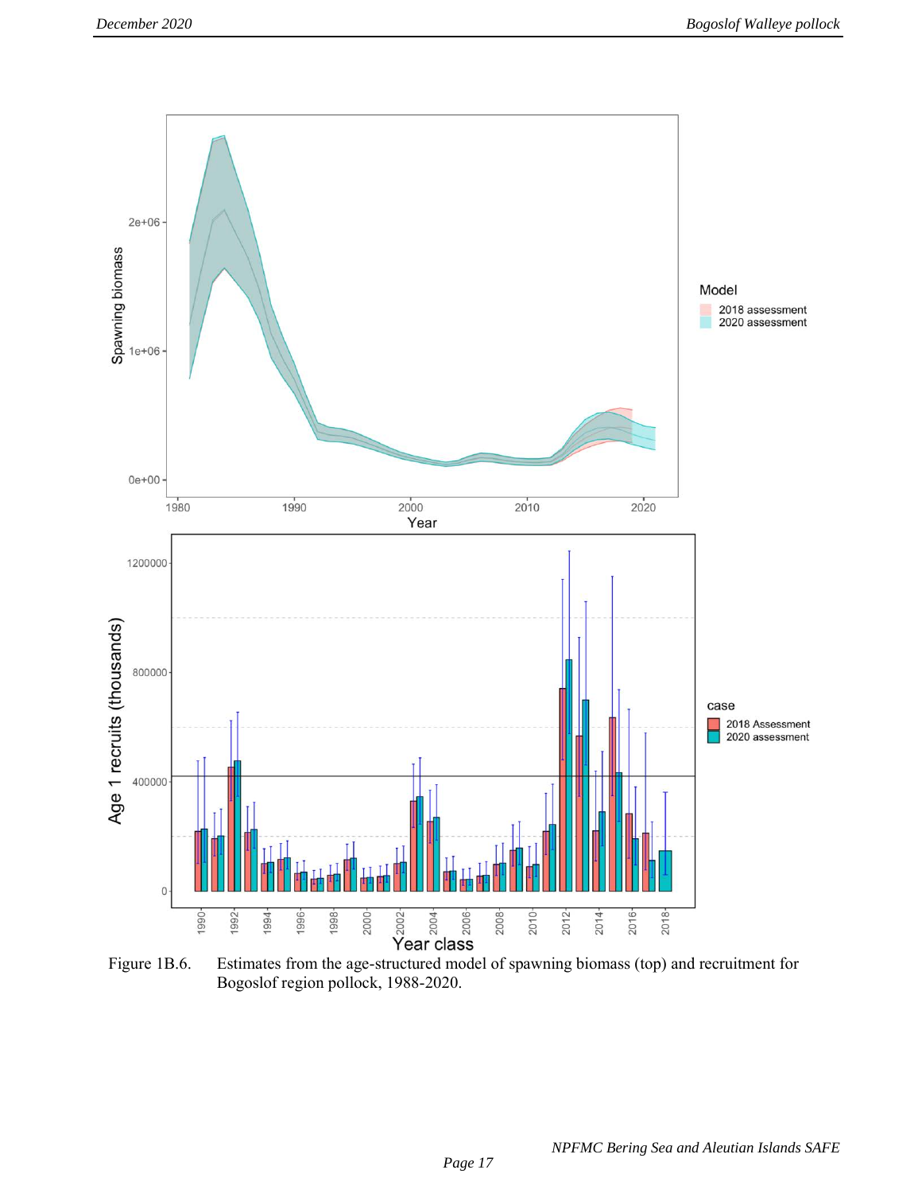Spawning bimass

2e+06

1e+06

0e+00

1980 1990 2000 2010 2020

Year

Model

2018 assessment

2020 assessment

Age 1 recruits (thousands)

1200000

800000

400000

0

1990 1992 1994 1996 1998 2000 2002 2004 2006 2008 2010 2012 2014 2016 2018

Year class

case

2018 Assessment

2020 assessment

Figure 1B.6. Estimates from the age-structured model of spawning biomass (top) and recruitment for Bogoslof region pollock, 1988-2020.